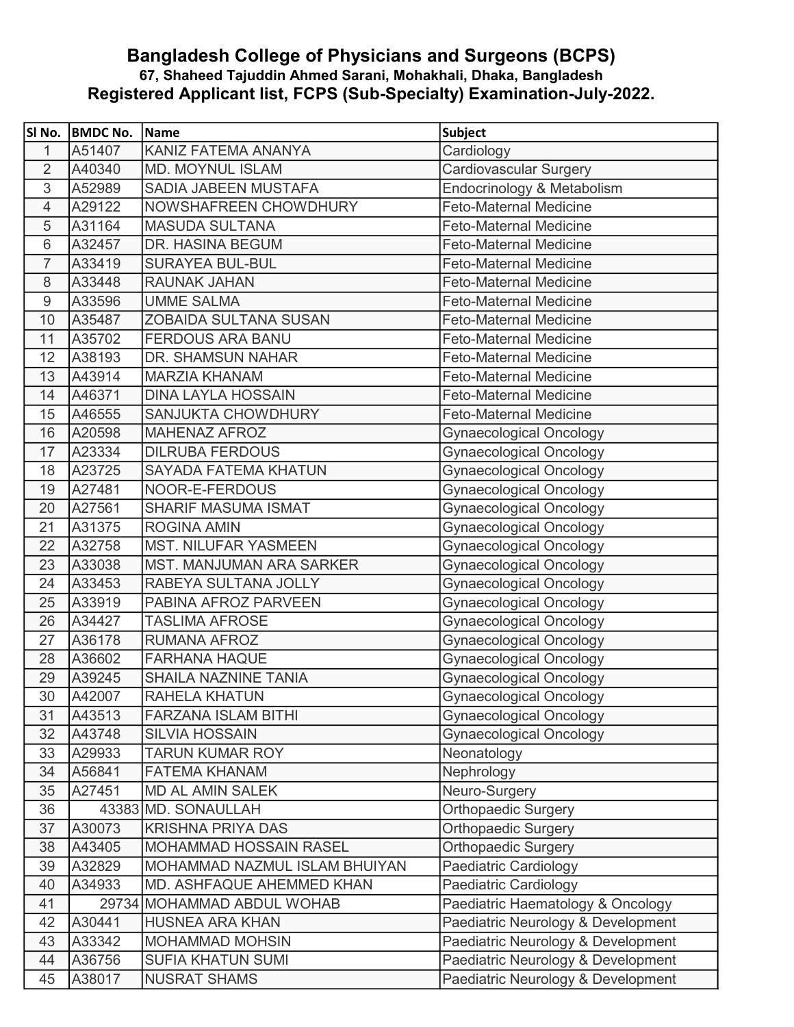# Bangladesh College of Physicians and Surgeons (BCPS)

### 67, Shaheed Tajuddin Ahmed Sarani, Mohakhali, Dhaka, Bangladesh

## Registered Applicant list, FCPS (Sub-Specialty) Examination-July-2022.

| Sl No. | BMDC No. | Name | Subject |
|---|---|---|---|
| 1 | A51407 | KANIZ FATEMA ANANYA | Cardiology |
| 2 | A40340 | MD. MOYNUL ISLAM | Cardiovascular Surgery |
| 3 | A52989 | SADIA JABEEN MUSTAFA | Endocrinology & Metabolism |
| 4 | A29122 | NOWSHAFREEN CHOWDHURY | Feto-Maternal Medicine |
| 5 | A31164 | MASUDA SULTANA | Feto-Maternal Medicine |
| 6 | A32457 | DR. HASINA BEGUM | Feto-Maternal Medicine |
| 7 | A33419 | SURAYEA BUL-BUL | Feto-Maternal Medicine |
| 8 | A33448 | RAUNAK JAHAN | Feto-Maternal Medicine |
| 9 | A33596 | UMME SALMA | Feto-Maternal Medicine |
| 10 | A35487 | ZOBAIDA SULTANA SUSAN | Feto-Maternal Medicine |
| 11 | A35702 | FERDOUS ARA BANU | Feto-Maternal Medicine |
| 12 | A38193 | DR. SHAMSUN NAHAR | Feto-Maternal Medicine |
| 13 | A43914 | MARZIA KHANAM | Feto-Maternal Medicine |
| 14 | A46371 | DINA LAYLA HOSSAIN | Feto-Maternal Medicine |
| 15 | A46555 | SANJUKTA CHOWDHURY | Feto-Maternal Medicine |
| 16 | A20598 | MAHENAZ AFROZ | Gynaecological Oncology |
| 17 | A23334 | DILRUBA FERDOUS | Gynaecological Oncology |
| 18 | A23725 | SAYADA FATEMA KHATUN | Gynaecological Oncology |
| 19 | A27481 | NOOR-E-FERDOUS | Gynaecological Oncology |
| 20 | A27561 | SHARIF MASUMA ISMAT | Gynaecological Oncology |
| 21 | A31375 | ROGINA AMIN | Gynaecological Oncology |
| 22 | A32758 | MST. NILUFAR YASMEEN | Gynaecological Oncology |
| 23 | A33038 | MST. MANJUMAN ARA SARKER | Gynaecological Oncology |
| 24 | A33453 | RABEYA SULTANA JOLLY | Gynaecological Oncology |
| 25 | A33919 | PABINA AFROZ PARVEEN | Gynaecological Oncology |
| 26 | A34427 | TASLIMA AFROSE | Gynaecological Oncology |
| 27 | A36178 | RUMANA AFROZ | Gynaecological Oncology |
| 28 | A36602 | FARHANA HAQUE | Gynaecological Oncology |
| 29 | A39245 | SHAILA NAZNINE TANIA | Gynaecological Oncology |
| 30 | A42007 | RAHELA KHATUN | Gynaecological Oncology |
| 31 | A43513 | FARZANA ISLAM BITHI | Gynaecological Oncology |
| 32 | A43748 | SILVIA HOSSAIN | Gynaecological Oncology |
| 33 | A29933 | TARUN KUMAR ROY | Neonatology |
| 34 | A56841 | FATEMA KHANAM | Nephrology |
| 35 | A27451 | MD AL AMIN SALEK | Neuro-Surgery |
| 36 | 43383 | MD. SONAULLAH | Orthopaedic Surgery |
| 37 | A30073 | KRISHNA PRIYA DAS | Orthopaedic Surgery |
| 38 | A43405 | MOHAMMAD HOSSAIN RASEL | Orthopaedic Surgery |
| 39 | A32829 | MOHAMMAD NAZMUL ISLAM BHUIYAN | Paediatric Cardiology |
| 40 | A34933 | MD. ASHFAQUE AHEMMED KHAN | Paediatric Cardiology |
| 41 | 29734 | MOHAMMAD ABDUL WOHAB | Paediatric Haematology & Oncology |
| 42 | A30441 | HUSNEA ARA KHAN | Paediatric Neurology & Development |
| 43 | A33342 | MOHAMMAD MOHSIN | Paediatric Neurology & Development |
| 44 | A36756 | SUFIA KHATUN SUMI | Paediatric Neurology & Development |
| 45 | A38017 | NUSRAT SHAMS | Paediatric Neurology & Development |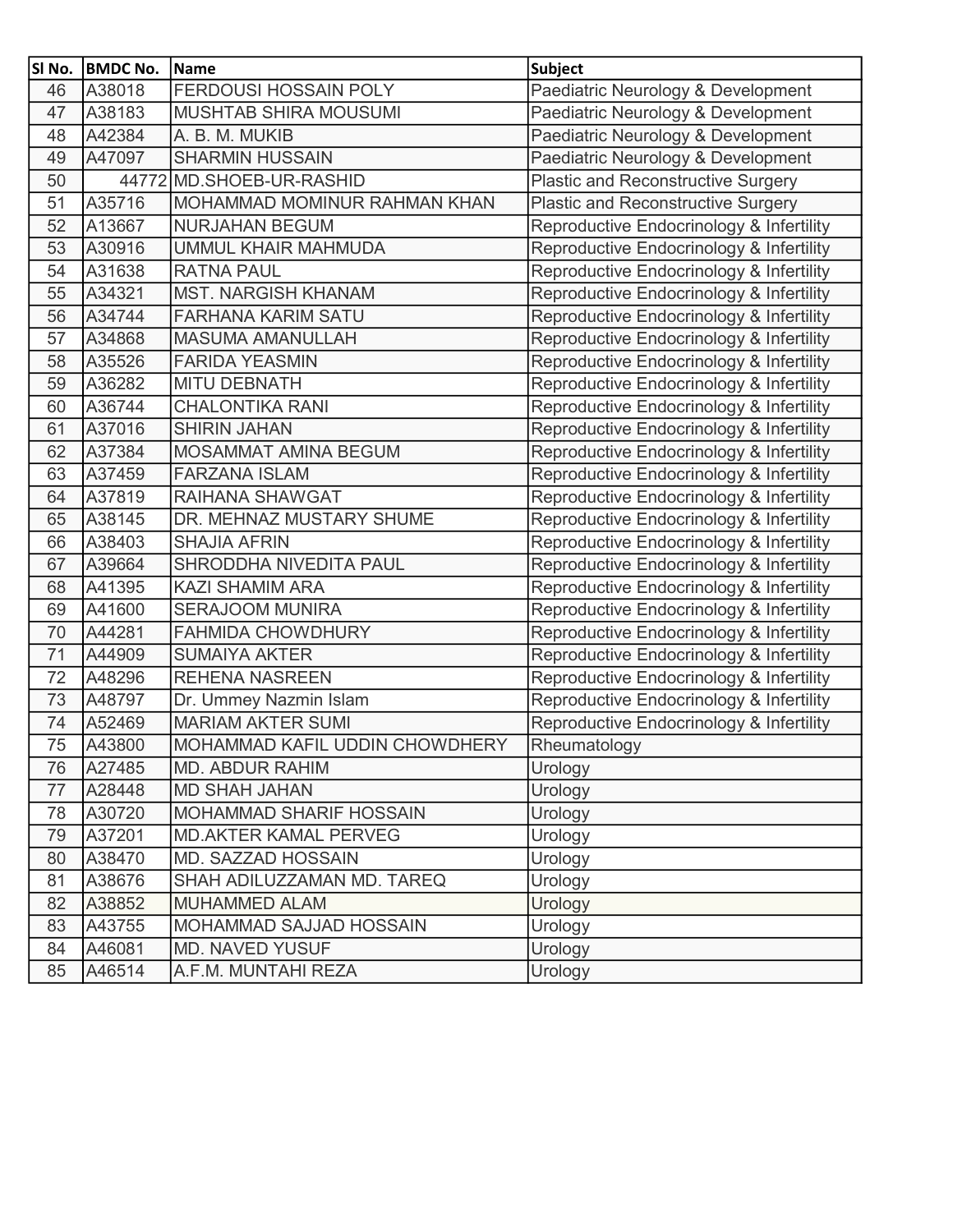| Sl No. | BMDC No. | Name | Subject |
|---|---|---|---|
| 46 | A38018 | FERDOUSI HOSSAIN POLY | Paediatric Neurology & Development |
| 47 | A38183 | MUSHTAB SHIRA MOUSUMI | Paediatric Neurology & Development |
| 48 | A42384 | A. B. M. MUKIB | Paediatric Neurology & Development |
| 49 | A47097 | SHARMIN HUSSAIN | Paediatric Neurology & Development |
| 50 | 44772 | MD.SHOEB-UR-RASHID | Plastic and Reconstructive Surgery |
| 51 | A35716 | MOHAMMAD MOMINUR RAHMAN KHAN | Plastic and Reconstructive Surgery |
| 52 | A13667 | NURJAHAN BEGUM | Reproductive Endocrinology & Infertility |
| 53 | A30916 | UMMUL KHAIR MAHMUDA | Reproductive Endocrinology & Infertility |
| 54 | A31638 | RATNA PAUL | Reproductive Endocrinology & Infertility |
| 55 | A34321 | MST. NARGISH KHANAM | Reproductive Endocrinology & Infertility |
| 56 | A34744 | FARHANA KARIM SATU | Reproductive Endocrinology & Infertility |
| 57 | A34868 | MASUMA AMANULLAH | Reproductive Endocrinology & Infertility |
| 58 | A35526 | FARIDA YEASMIN | Reproductive Endocrinology & Infertility |
| 59 | A36282 | MITU DEBNATH | Reproductive Endocrinology & Infertility |
| 60 | A36744 | CHALONTIKA RANI | Reproductive Endocrinology & Infertility |
| 61 | A37016 | SHIRIN JAHAN | Reproductive Endocrinology & Infertility |
| 62 | A37384 | MOSAMMAT AMINA BEGUM | Reproductive Endocrinology & Infertility |
| 63 | A37459 | FARZANA ISLAM | Reproductive Endocrinology & Infertility |
| 64 | A37819 | RAIHANA SHAWGAT | Reproductive Endocrinology & Infertility |
| 65 | A38145 | DR. MEHNAZ MUSTARY SHUME | Reproductive Endocrinology & Infertility |
| 66 | A38403 | SHAJIA AFRIN | Reproductive Endocrinology & Infertility |
| 67 | A39664 | SHRODDHA NIVEDITA PAUL | Reproductive Endocrinology & Infertility |
| 68 | A41395 | KAZI SHAMIM ARA | Reproductive Endocrinology & Infertility |
| 69 | A41600 | SERAJOOM MUNIRA | Reproductive Endocrinology & Infertility |
| 70 | A44281 | FAHMIDA CHOWDHURY | Reproductive Endocrinology & Infertility |
| 71 | A44909 | SUMAIYA AKTER | Reproductive Endocrinology & Infertility |
| 72 | A48296 | REHENA NASREEN | Reproductive Endocrinology & Infertility |
| 73 | A48797 | Dr. Ummey Nazmin Islam | Reproductive Endocrinology & Infertility |
| 74 | A52469 | MARIAM AKTER SUMI | Reproductive Endocrinology & Infertility |
| 75 | A43800 | MOHAMMAD KAFIL UDDIN CHOWDHERY | Rheumatology |
| 76 | A27485 | MD. ABDUR RAHIM | Urology |
| 77 | A28448 | MD SHAH JAHAN | Urology |
| 78 | A30720 | MOHAMMAD SHARIF HOSSAIN | Urology |
| 79 | A37201 | MD.AKTER KAMAL PERVEG | Urology |
| 80 | A38470 | MD. SAZZAD HOSSAIN | Urology |
| 81 | A38676 | SHAH ADILUZZAMAN MD. TAREQ | Urology |
| 82 | A38852 | MUHAMMED ALAM | Urology |
| 83 | A43755 | MOHAMMAD SAJJAD HOSSAIN | Urology |
| 84 | A46081 | MD. NAVED YUSUF | Urology |
| 85 | A46514 | A.F.M. MUNTAHI REZA | Urology |